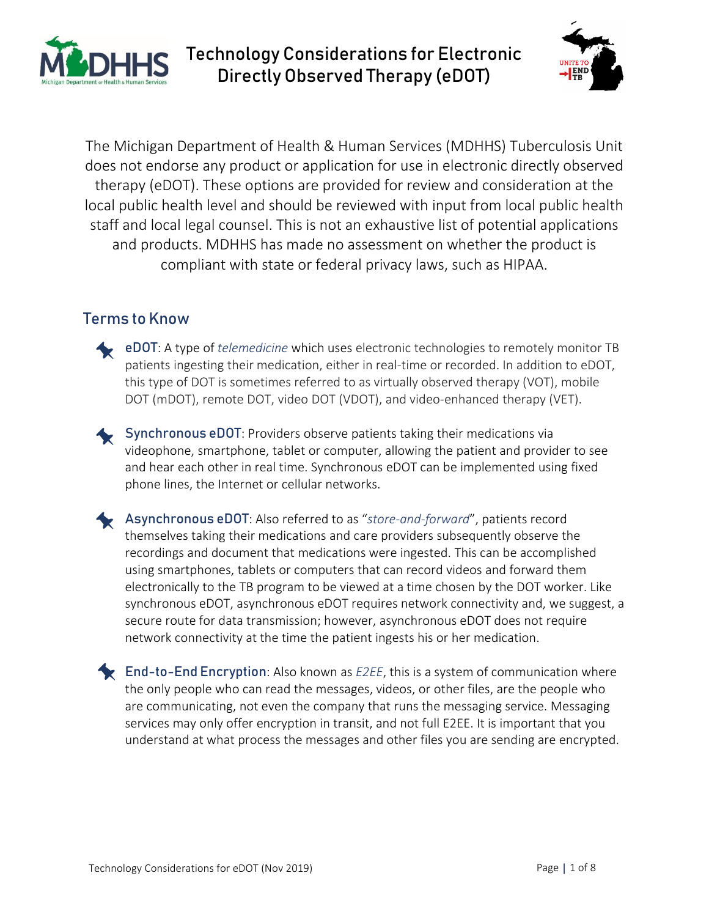# Technology Considerations for Electronic Directly Observed Therapy (eDOT)

The Michigan Department of Health & Human Services (MDHHS) Tuberculosis Unit does not endorse any product or application for use in electronic directly observed therapy (eDOT). These options are provided for review and consideration at the local public health level and should be reviewed with input from local public health staff and local legal counsel. This is not an exhaustive list of potential applications and products. MDHHS has made no assessment on whether the product is compliant with state or federal privacy laws, such as HIPAA.

## Terms to Know

- **eDOT**: A type of *telemedicine* which uses electronic technologies to remotely monitor TB patients ingesting their medication, either in real-time or recorded. In addition to eDOT, this type of DOT is sometimes referred to as virtually observed therapy (VOT), mobile DOT (mDOT), remote DOT, video DOT (VDOT), and video-enhanced therapy (VET).

- **Synchronous eDOT**: Providers observe patients taking their medications via videophone, smartphone, tablet or computer, allowing the patient and provider to see and hear each other in real time. Synchronous eDOT can be implemented using fixed phone lines, the Internet or cellular networks.

- **Asynchronous eDOT**: Also referred to as "*store-and-forward*", patients record themselves taking their medications and care providers subsequently observe the recordings and document that medications were ingested. This can be accomplished using smartphones, tablets or computers that can record videos and forward them electronically to the TB program to be viewed at a time chosen by the DOT worker. Like synchronous eDOT, asynchronous eDOT requires network connectivity and, we suggest, a secure route for data transmission; however, asynchronous eDOT does not require network connectivity at the time the patient ingests his or her medication.

- **End-to-End Encryption**: Also known as *E2EE*, this is a system of communication where the only people who can read the messages, videos, or other files, are the people who are communicating, not even the company that runs the messaging service. Messaging services may only offer encryption in transit, and not full E2EE. It is important that you understand at what process the messages and other files you are sending are encrypted.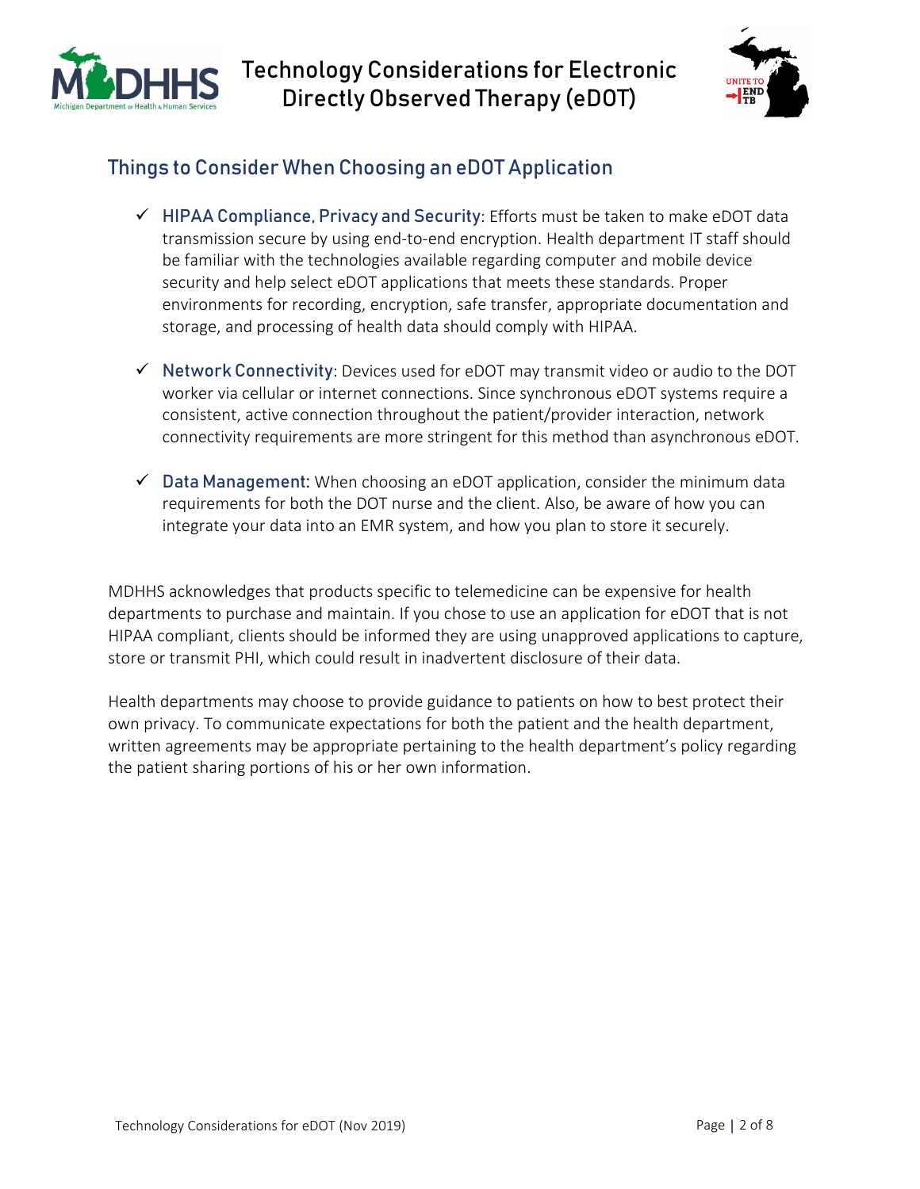## Things to Consider When Choosing an eDOT Application

- ✓ **HIPAA Compliance, Privacy and Security**: Efforts must be taken to make eDOT data transmission secure by using end-to-end encryption. Health department IT staff should be familiar with the technologies available regarding computer and mobile device security and help select eDOT applications that meets these standards. Proper environments for recording, encryption, safe transfer, appropriate documentation and storage, and processing of health data should comply with HIPAA.

- ✓ **Network Connectivity**: Devices used for eDOT may transmit video or audio to the DOT worker via cellular or internet connections. Since synchronous eDOT systems require a consistent, active connection throughout the patient/provider interaction, network connectivity requirements are more stringent for this method than asynchronous eDOT.

- ✓ **Data Management**: When choosing an eDOT application, consider the minimum data requirements for both the DOT nurse and the client. Also, be aware of how you can integrate your data into an EMR system, and how you plan to store it securely.

MDHHS acknowledges that products specific to telemedicine can be expensive for health departments to purchase and maintain. If you chose to use an application for eDOT that is not HIPAA compliant, clients should be informed they are using unapproved applications to capture, store or transmit PHI, which could result in inadvertent disclosure of their data.

Health departments may choose to provide guidance to patients on how to best protect their own privacy. To communicate expectations for both the patient and the health department, written agreements may be appropriate pertaining to the health department's policy regarding the patient sharing portions of his or her own information.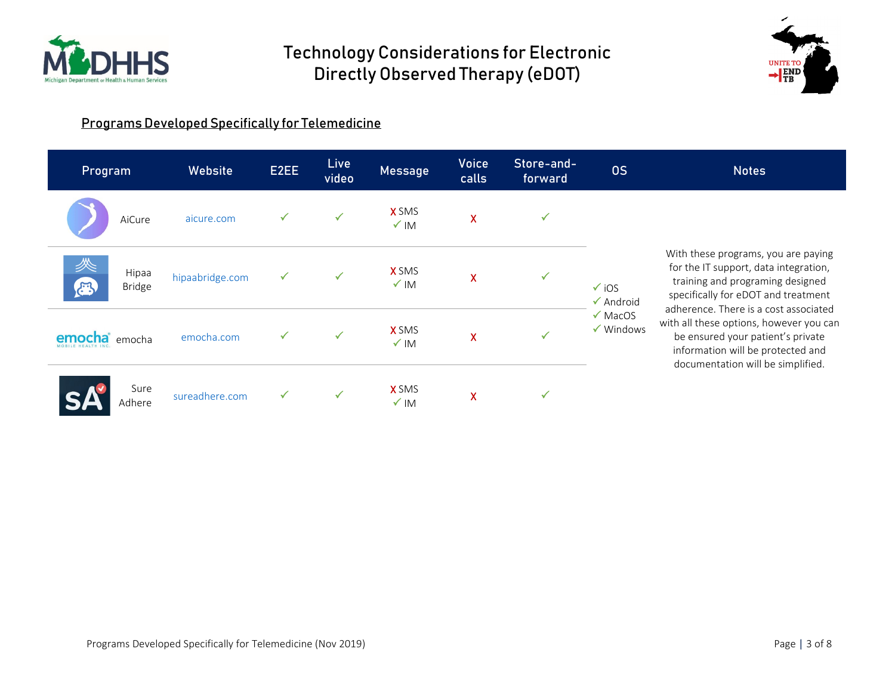# Technology Considerations for Electronic Directly Observed Therapy (eDOT)

## Programs Developed Specifically for Telemedicine

| Program | Website | E2EE | Live video | Message | Voice calls | Store-and-forward | OS | Notes |
|---|---|---|---|---|---|---|---|---|
| AiCure | aicure.com | ✓ | ✓ | X SMS<br>✓ IM | X | ✓ | ✓ iOS<br>✓ Android<br>✓ MacOS<br>✓ Windows | With these programs, you are paying for the IT support, data integration, training and programing designed specifically for eDOT and treatment adherence. There is a cost associated with all these options, however you can be ensured your patient's private information will be protected and documentation will be simplified. |
| Hipaa Bridge | hipaabridge.com | ✓ | ✓ | X SMS<br>✓ IM | X | ✓ | | |
| emocha | emocha.com | ✓ | ✓ | X SMS<br>✓ IM | X | ✓ | | |
| Sure Adhere | sureadhere.com | ✓ | ✓ | X SMS<br>✓ IM | X | ✓ | | |

Programs Developed Specifically for Telemedicine (Nov 2019)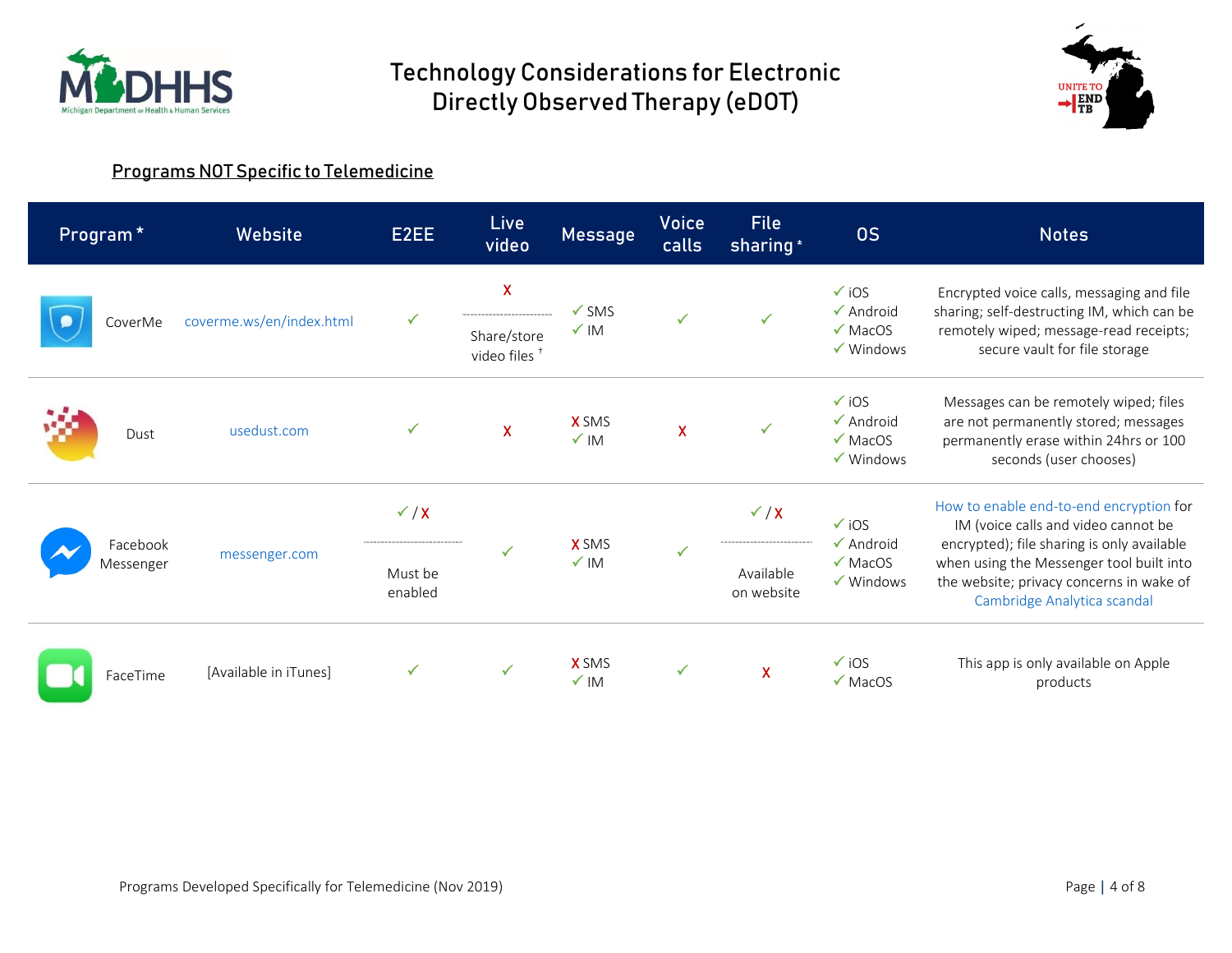# Technology Considerations for Electronic Directly Observed Therapy (eDOT)

## Programs NOT Specific to Telemedicine

| Program * | Website | E2EE | Live video | Message | Voice calls | File sharing * | OS | Notes |
|---|---|---|---|---|---|---|---|---|
| CoverMe | coverme.ws/en/index.html | ✓ | X<br>Share/store video files † | ✓ SMS<br>✓ IM | ✓ | ✓ | ✓ iOS<br>✓ Android<br>✓ MacOS<br>✓ Windows | Encrypted voice calls, messaging and file sharing; self-destructing IM, which can be remotely wiped; message-read receipts; secure vault for file storage |
| Dust | usedust.com | ✓ | X | X SMS<br>✓ IM | X | ✓ | ✓ iOS<br>✓ Android<br>✓ MacOS<br>✓ Windows | Messages can be remotely wiped; files are not permanently stored; messages permanently erase within 24hrs or 100 seconds (user chooses) |
| Facebook Messenger | messenger.com | ✓ / X<br>Must be enabled | ✓ | X SMS<br>✓ IM | ✓ | ✓ / X<br>Available on website | ✓ iOS<br>✓ Android<br>✓ MacOS<br>✓ Windows | How to enable end-to-end encryption for IM (voice calls and video cannot be encrypted); file sharing is only available when using the Messenger tool built into the website; privacy concerns in wake of Cambridge Analytica scandal |
| FaceTime | [Available in iTunes] | ✓ | ✓ | X SMS<br>✓ IM | ✓ | X | ✓ iOS<br>✓ MacOS | This app is only available on Apple products |

Programs Developed Specifically for Telemedicine (Nov 2019)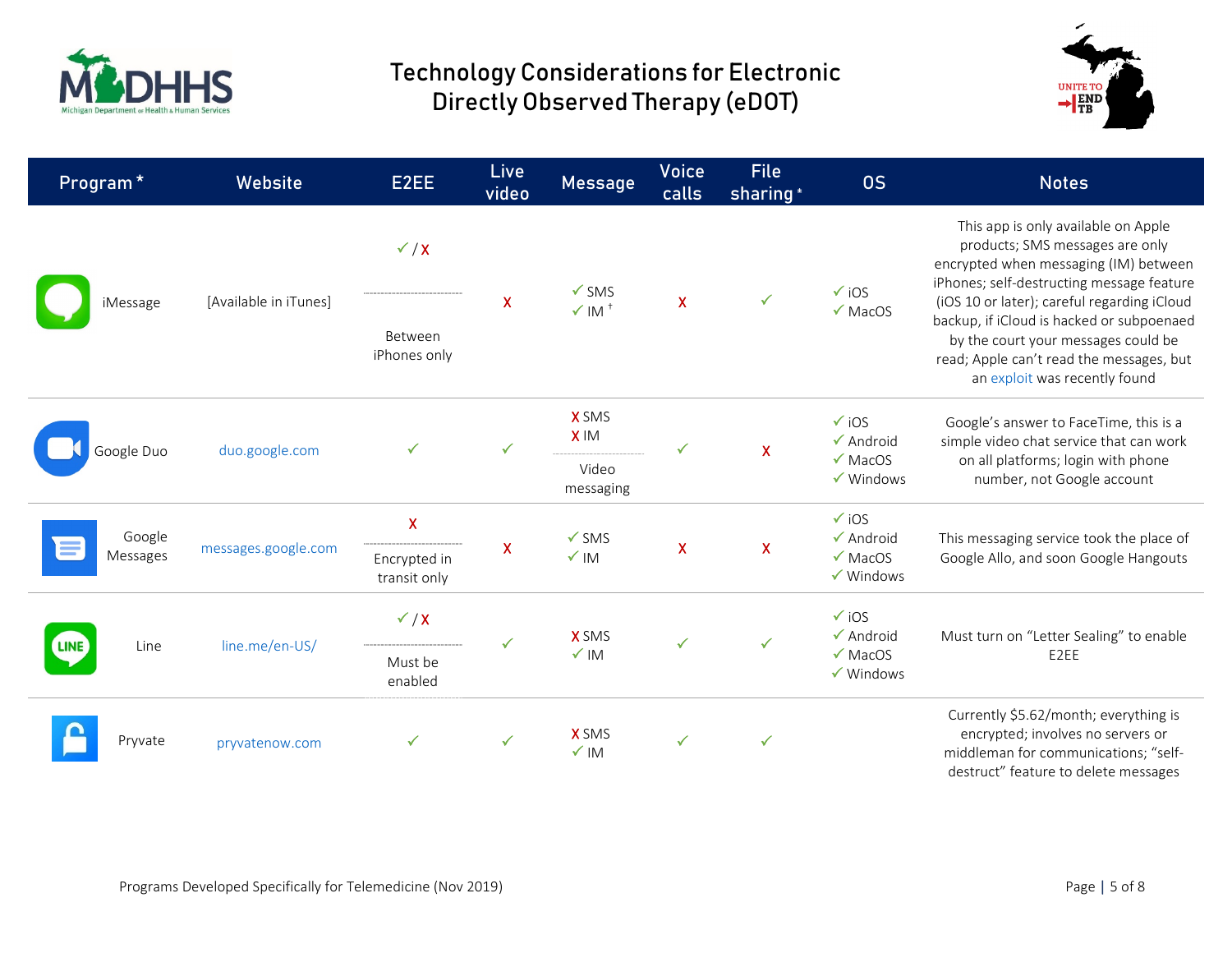# Technology Considerations for Electronic Directly Observed Therapy (eDOT)

| Program * | Website | E2EE | Live video | Message | Voice calls | File sharing * | OS | Notes |
|---|---|---|---|---|---|---|---|---|
| iMessage | [Available in iTunes] | ✓ / X<br>Between iPhones only | X | ✓ SMS<br>✓ IM † | X | ✓ | ✓ iOS<br>✓ MacOS | This app is only available on Apple products; SMS messages are only encrypted when messaging (IM) between iPhones; self-destructing message feature (iOS 10 or later); careful regarding iCloud backup, if iCloud is hacked or subpoenaed by the court your messages could be read; Apple can't read the messages, but an exploit was recently found |
| Google Duo | duo.google.com | ✓ | ✓ | X SMS<br>X IM<br>Video messaging | ✓ | X | ✓ iOS<br>✓ Android<br>✓ MacOS<br>✓ Windows | Google's answer to FaceTime, this is a simple video chat service that can work on all platforms; login with phone number, not Google account |
| Google Messages | messages.google.com | X<br>Encrypted in transit only | X | ✓ SMS<br>✓ IM | X | X | ✓ iOS<br>✓ Android<br>✓ MacOS<br>✓ Windows | This messaging service took the place of Google Allo, and soon Google Hangouts |
| Line | line.me/en-US/ | ✓ / X<br>Must be enabled | ✓ | X SMS<br>✓ IM | ✓ | ✓ | ✓ iOS<br>✓ Android<br>✓ MacOS<br>✓ Windows | Must turn on "Letter Sealing" to enable E2EE |
| Pryvate | pryvatenow.com | ✓ | ✓ | X SMS<br>✓ IM | ✓ | ✓ | | Currently $5.62/month; everything is encrypted; involves no servers or middleman for communications; "self-destruct" feature to delete messages |

Programs Developed Specifically for Telemedicine (Nov 2019)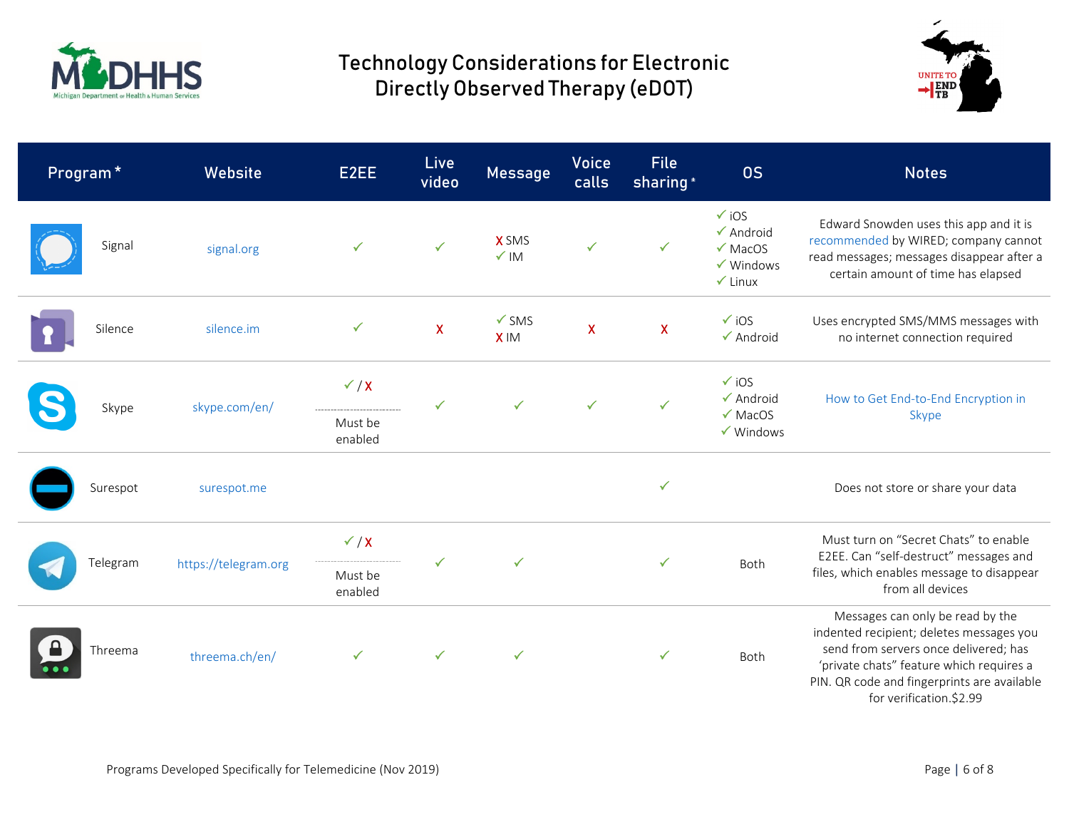# Technology Considerations for Electronic Directly Observed Therapy (eDOT)

| Program * | Website | E2EE | Live video | Message | Voice calls | File sharing * | OS | Notes |
|---|---|---|---|---|---|---|---|---|
| Signal | signal.org | ✓ | ✓ | X SMS<br>✓ IM | ✓ | ✓ | ✓ iOS<br>✓ Android<br>✓ MacOS<br>✓ Windows<br>✓ Linux | Edward Snowden uses this app and it is recommended by WIRED; company cannot read messages; messages disappear after a certain amount of time has elapsed |
| Silence | silence.im | ✓ | X | ✓ SMS<br>X IM | X | X | ✓ iOS<br>✓ Android | Uses encrypted SMS/MMS messages with no internet connection required |
| Skype | skype.com/en/ | ✓ / X<br>Must be enabled | ✓ | ✓ | ✓ | ✓ | ✓ iOS<br>✓ Android<br>✓ MacOS<br>✓ Windows | How to Get End-to-End Encryption in Skype |
| Surespot | surespot.me | | | | | ✓ | | Does not store or share your data |
| Telegram | https://telegram.org | ✓ / X<br>Must be enabled | ✓ | ✓ | | ✓ | Both | Must turn on “Secret Chats” to enable E2EE. Can “self-destruct” messages and files, which enables message to disappear from all devices |
| Threema | threema.ch/en/ | ✓ | ✓ | ✓ | | ✓ | Both | Messages can only be read by the indented recipient; deletes messages you send from servers once delivered; has ‘private chats” feature which requires a PIN. QR code and fingerprints are available for verification.$2.99 |

Programs Developed Specifically for Telemedicine (Nov 2019)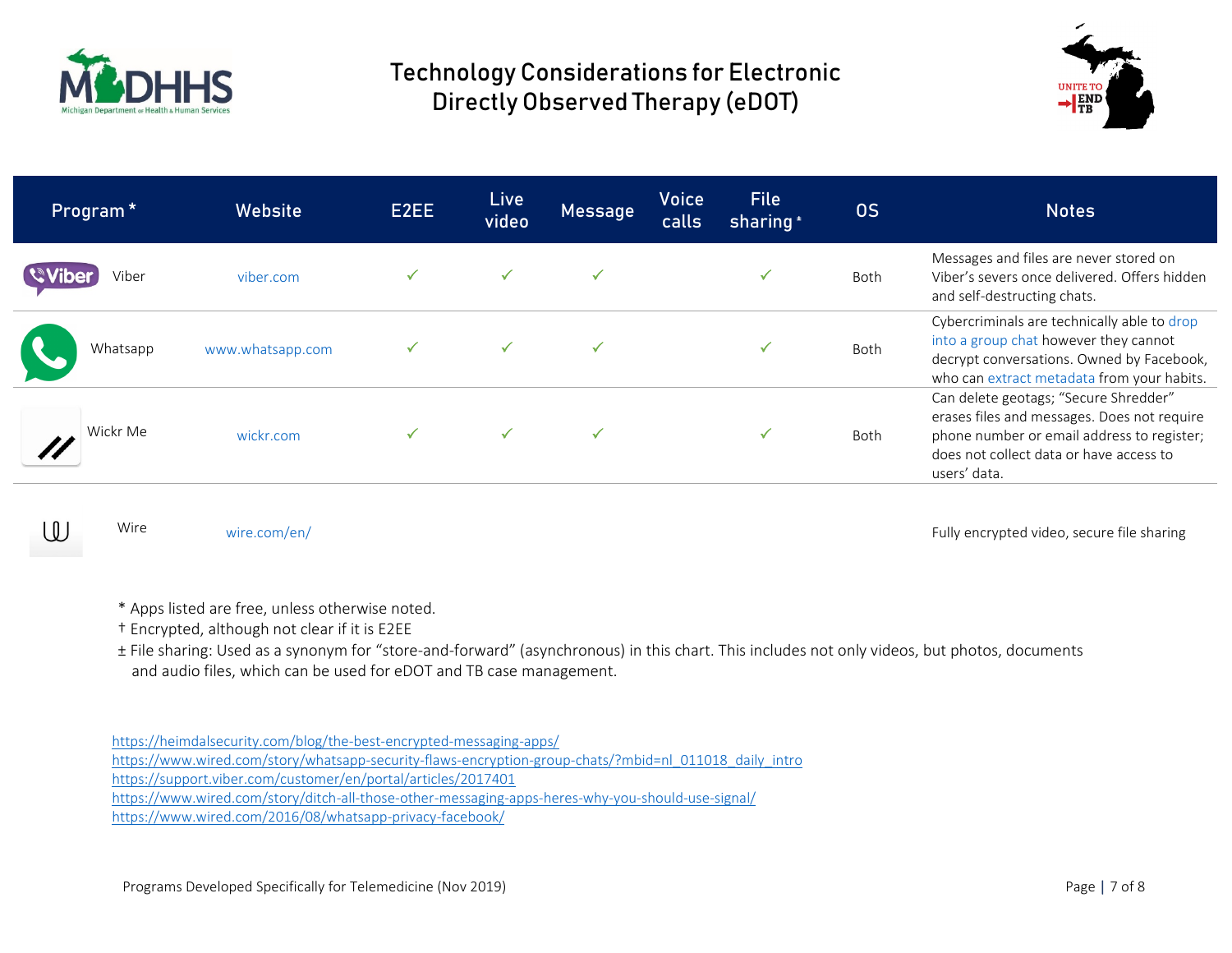# Technology Considerations for Electronic Directly Observed Therapy (eDOT)

| Program * | Website | E2EE | Live video | Message | Voice calls | File sharing ± | OS | Notes |
|---|---|---|---|---|---|---|---|---|
| Viber | viber.com | ✓ | ✓ | ✓ | | ✓ | Both | Messages and files are never stored on Viber's severs once delivered. Offers hidden and self-destructing chats. |
| Whatsapp | www.whatsapp.com | ✓ | ✓ | ✓ | | ✓ | Both | Cybercriminals are technically able to drop into a group chat however they cannot decrypt conversations. Owned by Facebook, who can extract metadata from your habits. |
| Wickr Me | wickr.com | ✓ | ✓ | ✓ | | ✓ | Both | Can delete geotags; "Secure Shredder" erases files and messages. Does not require phone number or email address to register; does not collect data or have access to users' data. |
| Wire | wire.com/en/ | | | | | | | Fully encrypted video, secure file sharing |

* Apps listed are free, unless otherwise noted.
† Encrypted, although not clear if it is E2EE
± File sharing: Used as a synonym for "store-and-forward" (asynchronous) in this chart. This includes not only videos, but photos, documents and audio files, which can be used for eDOT and TB case management.

https://heimdalsecurity.com/blog/the-best-encrypted-messaging-apps/
https://www.wired.com/story/whatsapp-security-flaws-encryption-group-chats/?mbid=nl_011018_daily_intro
https://support.viber.com/customer/en/portal/articles/2017401
https://www.wired.com/story/ditch-all-those-other-messaging-apps-heres-why-you-should-use-signal/
https://www.wired.com/2016/08/whatsapp-privacy-facebook/

Programs Developed Specifically for Telemedicine (Nov 2019)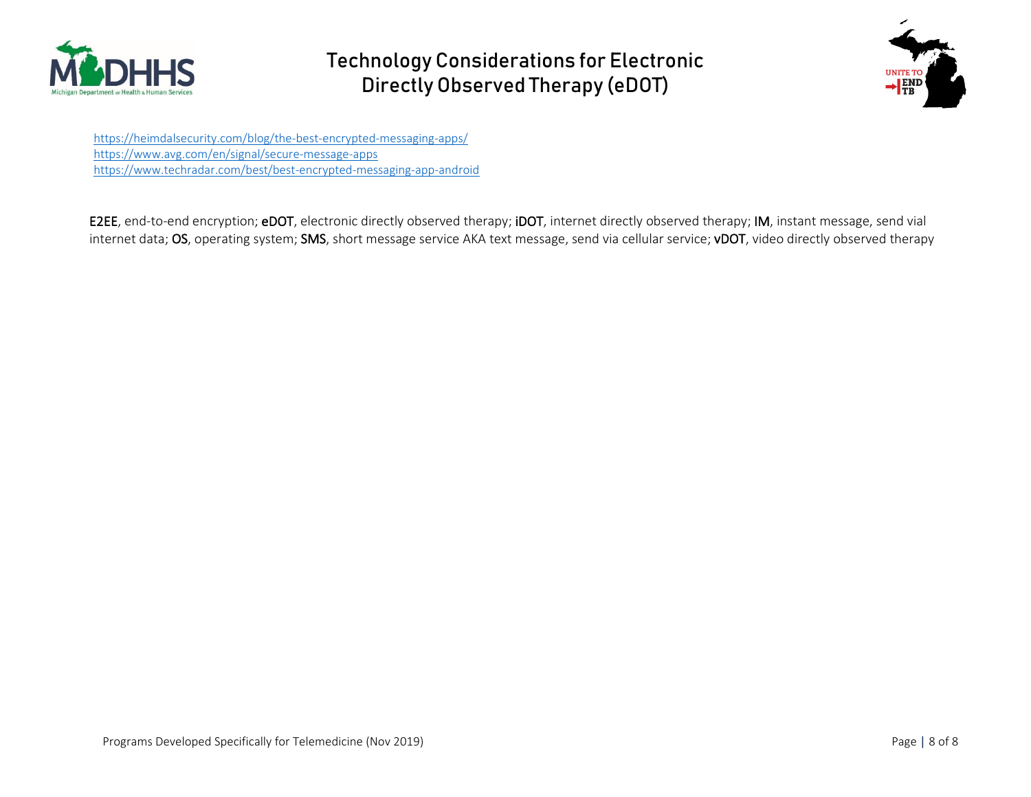https://heimdalsecurity.com/blog/the-best-encrypted-messaging-apps/
https://www.avg.com/en/signal/secure-message-apps
https://www.techradar.com/best/best-encrypted-messaging-app-android

**E2EE**, end-to-end encryption; **eDOT**, electronic directly observed therapy; **iDOT**, internet directly observed therapy; **IM**, instant message, send vial internet data; **OS**, operating system; **SMS**, short message service AKA text message, send via cellular service; **vDOT**, video directly observed therapy